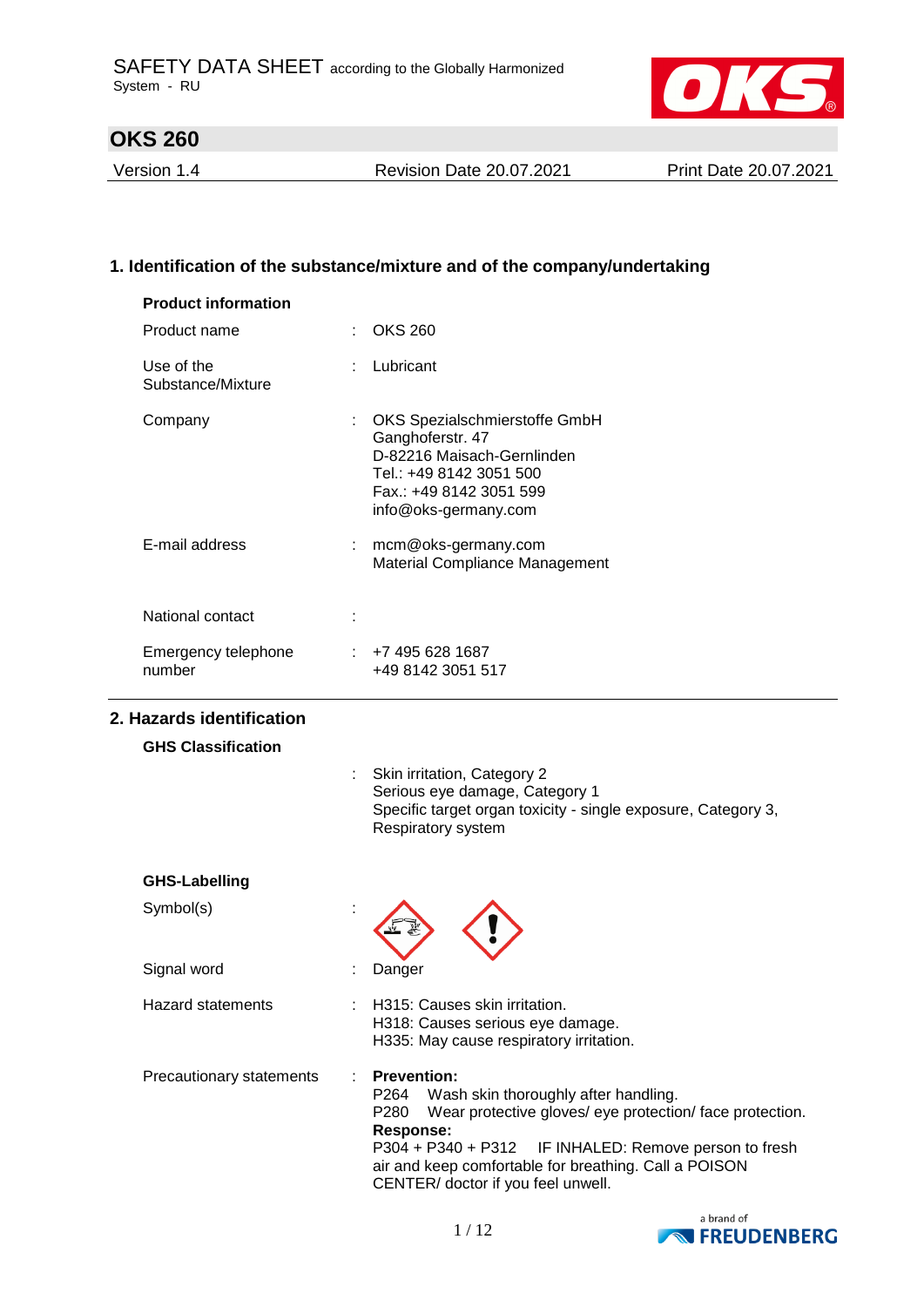SAFETY DATA SHEET according to the Globally Harmonized System - RU

# OKS 260

| Version 1.4 | Revision Date 20.07.2021 | Print Date 20.07.2021 |
|---|---|---|

## 1. Identification of the substance/mixture and of the company/undertaking

**Product information**

| | | |
|---|---|---|
| Product name | : | OKS 260 |
| Use of the Substance/Mixture | : | Lubricant |
| Company | : | OKS Spezialschmierstoffe GmbH<br>Ganghoferstr. 47<br>D-82216 Maisach-Gernlinden<br>Tel.: +49 8142 3051 500<br>Fax.: +49 8142 3051 599<br>info@oks-germany.com |
| E-mail address | : | mcm@oks-germany.com<br>Material Compliance Management |
| National contact | : | |
| Emergency telephone number | : | +7 495 628 1687<br>+49 8142 3051 517 |

## 2. Hazards identification

**GHS Classification**

: Skin irritation, Category 2
Serious eye damage, Category 1
Specific target organ toxicity - single exposure, Category 3, Respiratory system

**GHS-Labelling**

| | | |
|---|---|---|
| Symbol(s) | : | |
| Signal word | : | Danger |
| Hazard statements | : | H315: Causes skin irritation.<br>H318: Causes serious eye damage.<br>H335: May cause respiratory irritation. |
| Precautionary statements | : | **Prevention:**<br>P264 Wash skin thoroughly after handling.<br>P280 Wear protective gloves/ eye protection/ face protection.<br>**Response:**<br>P304 + P340 + P312 IF INHALED: Remove person to fresh air and keep comfortable for breathing. Call a POISON CENTER/ doctor if you feel unwell. |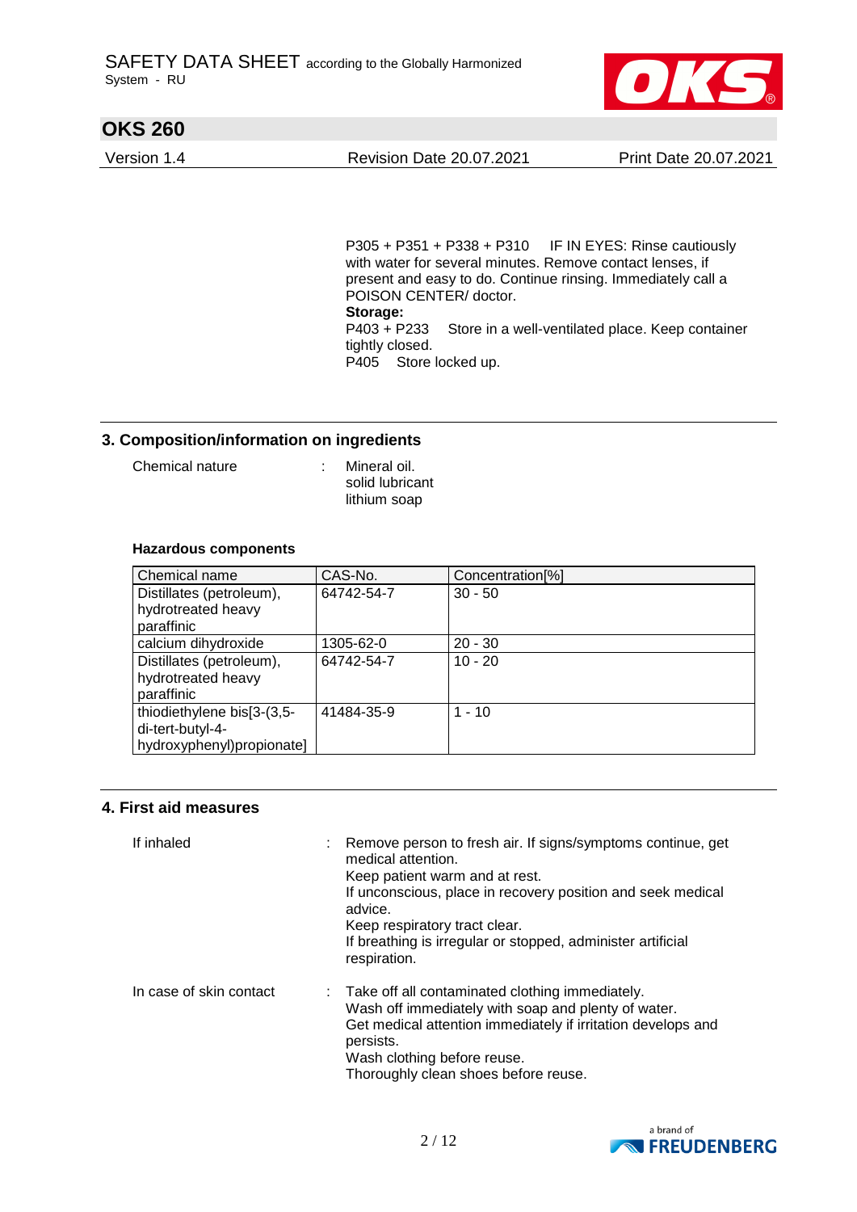P305 + P351 + P338 + P310 IF IN EYES: Rinse cautiously with water for several minutes. Remove contact lenses, if present and easy to do. Continue rinsing. Immediately call a POISON CENTER/ doctor.

**Storage:**

P403 + P233 Store in a well-ventilated place. Keep container tightly closed.

P405 Store locked up.

## 3. Composition/information on ingredients

Chemical nature : Mineral oil.
solid lubricant
lithium soap

### Hazardous components

| Chemical name | CAS-No. | Concentration[%] |
|---|---|---|
| Distillates (petroleum), hydrotreated heavy paraffinic | 64742-54-7 | 30 - 50 |
| calcium dihydroxide | 1305-62-0 | 20 - 30 |
| Distillates (petroleum), hydrotreated heavy paraffinic | 64742-54-7 | 10 - 20 |
| thiodiethylene bis[3-(3,5-di-tert-butyl-4-hydroxyphenyl)propionate] | 41484-35-9 | 1 - 10 |

## 4. First aid measures

If inhaled : Remove person to fresh air. If signs/symptoms continue, get medical attention.
Keep patient warm and at rest.
If unconscious, place in recovery position and seek medical advice.
Keep respiratory tract clear.
If breathing is irregular or stopped, administer artificial respiration.

In case of skin contact : Take off all contaminated clothing immediately.
Wash off immediately with soap and plenty of water.
Get medical attention immediately if irritation develops and persists.
Wash clothing before reuse.
Thoroughly clean shoes before reuse.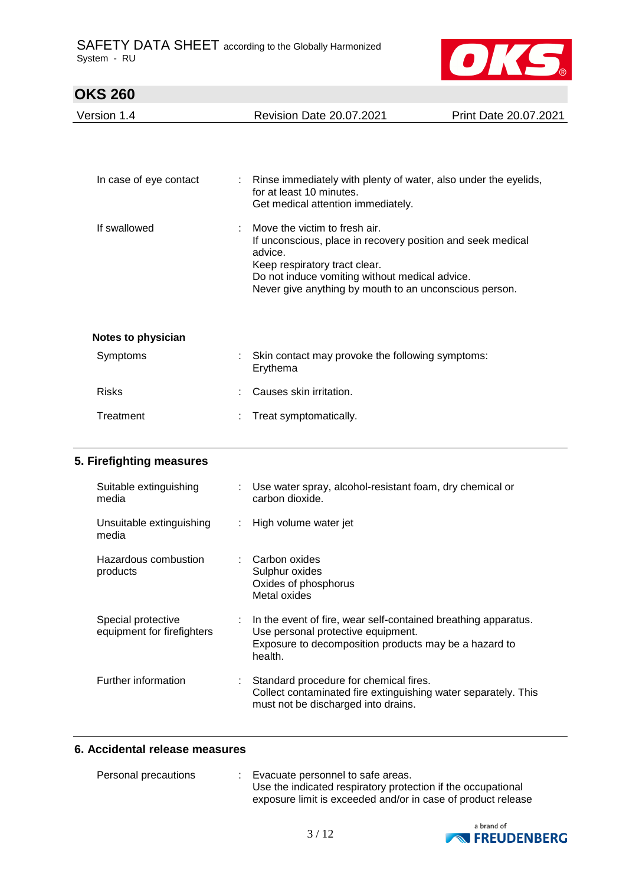| | | |
|---|---|---|
| In case of eye contact | : | Rinse immediately with plenty of water, also under the eyelids, for at least 10 minutes.<br>Get medical attention immediately. |
| If swallowed | : | Move the victim to fresh air.<br>If unconscious, place in recovery position and seek medical advice.<br>Keep respiratory tract clear.<br>Do not induce vomiting without medical advice.<br>Never give anything by mouth to an unconscious person. |

**Notes to physician**

| | | |
|---|---|---|
| Symptoms | : | Skin contact may provoke the following symptoms:<br>Erythema |
| Risks | : | Causes skin irritation. |
| Treatment | : | Treat symptomatically. |

## 5. Firefighting measures

| | | |
|---|---|---|
| Suitable extinguishing media | : | Use water spray, alcohol-resistant foam, dry chemical or carbon dioxide. |
| Unsuitable extinguishing media | : | High volume water jet |
| Hazardous combustion products | : | Carbon oxides<br>Sulphur oxides<br>Oxides of phosphorus<br>Metal oxides |
| Special protective equipment for firefighters | : | In the event of fire, wear self-contained breathing apparatus.<br>Use personal protective equipment.<br>Exposure to decomposition products may be a hazard to health. |
| Further information | : | Standard procedure for chemical fires.<br>Collect contaminated fire extinguishing water separately. This must not be discharged into drains. |

## 6. Accidental release measures

| | | |
|---|---|---|
| Personal precautions | : | Evacuate personnel to safe areas.<br>Use the indicated respiratory protection if the occupational exposure limit is exceeded and/or in case of product release |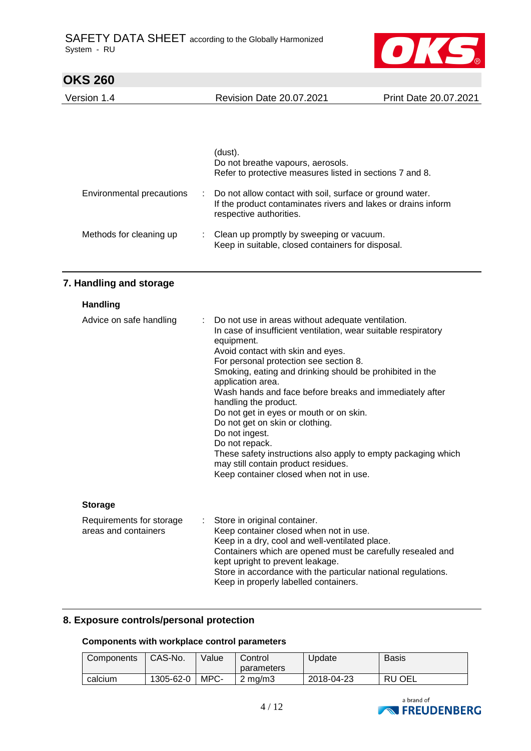|  |  |
|---|---|
|  | (dust).<br>Do not breathe vapours, aerosols.<br>Refer to protective measures listed in sections 7 and 8. |
| Environmental precautions | : Do not allow contact with soil, surface or ground water.<br>If the product contaminates rivers and lakes or drains inform respective authorities. |
| Methods for cleaning up | : Clean up promptly by sweeping or vacuum.<br>Keep in suitable, closed containers for disposal. |

## 7. Handling and storage

### Handling

Advice on safe handling : Do not use in areas without adequate ventilation.
In case of insufficient ventilation, wear suitable respiratory equipment.
Avoid contact with skin and eyes.
For personal protection see section 8.
Smoking, eating and drinking should be prohibited in the application area.
Wash hands and face before breaks and immediately after handling the product.
Do not get in eyes or mouth or on skin.
Do not get on skin or clothing.
Do not ingest.
Do not repack.
These safety instructions also apply to empty packaging which may still contain product residues.
Keep container closed when not in use.

### Storage

Requirements for storage areas and containers : Store in original container.
Keep container closed when not in use.
Keep in a dry, cool and well-ventilated place.
Containers which are opened must be carefully resealed and kept upright to prevent leakage.
Store in accordance with the particular national regulations.
Keep in properly labelled containers.

## 8. Exposure controls/personal protection

### Components with workplace control parameters

| Components | CAS-No. | Value | Control parameters | Update | Basis |
|---|---|---|---|---|---|
| calcium | 1305-62-0 | MPC- | 2 mg/m3 | 2018-04-23 | RU OEL |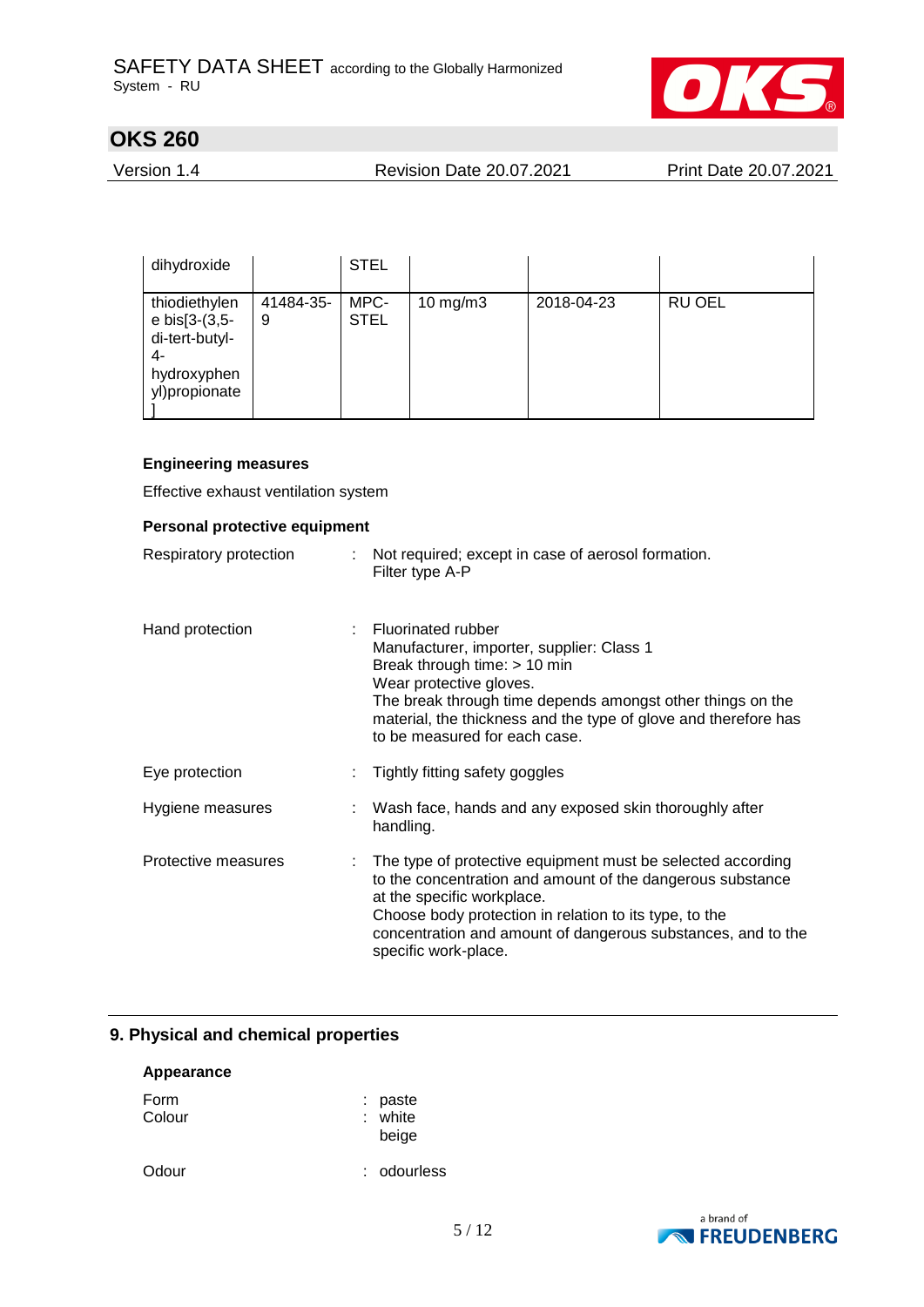| | | | | | |
|---|---|---|---|---|---|
| dihydroxide | | STEL | | | |
| thiodiethylene bis[3-(3,5-di-tert-butyl-4-hydroxyphenyl)propionate] | 41484-35-9 | MPC-STEL | 10 mg/m3 | 2018-04-23 | RU OEL |

**Engineering measures**

Effective exhaust ventilation system

**Personal protective equipment**

Respiratory protection : Not required; except in case of aerosol formation.
Filter type A-P

Hand protection : Fluorinated rubber
Manufacturer, importer, supplier: Class 1
Break through time: > 10 min
Wear protective gloves.
The break through time depends amongst other things on the material, the thickness and the type of glove and therefore has to be measured for each case.

Eye protection : Tightly fitting safety goggles

Hygiene measures : Wash face, hands and any exposed skin thoroughly after handling.

Protective measures : The type of protective equipment must be selected according to the concentration and amount of the dangerous substance at the specific workplace.
Choose body protection in relation to its type, to the concentration and amount of dangerous substances, and to the specific work-place.

## 9. Physical and chemical properties

**Appearance**

Form : paste
Colour : white
beige

Odour : odourless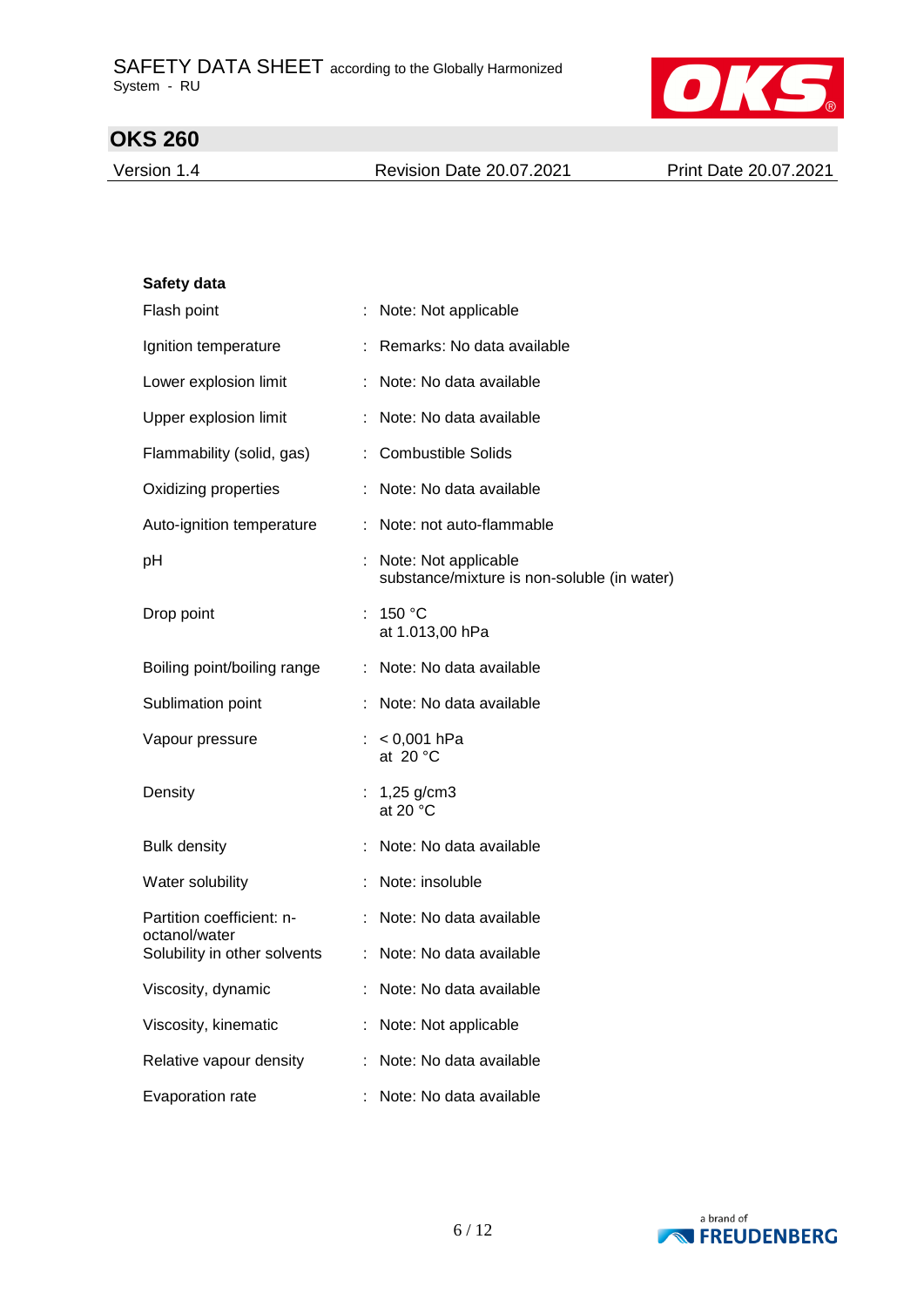**Safety data**

| | |
|---|---|
| Flash point | : Note: Not applicable |
| Ignition temperature | : Remarks: No data available |
| Lower explosion limit | : Note: No data available |
| Upper explosion limit | : Note: No data available |
| Flammability (solid, gas) | : Combustible Solids |
| Oxidizing properties | : Note: No data available |
| Auto-ignition temperature | : Note: not auto-flammable |
| pH | : Note: Not applicable<br>substance/mixture is non-soluble (in water) |
| Drop point | : 150 °C<br>at 1.013,00 hPa |
| Boiling point/boiling range | : Note: No data available |
| Sublimation point | : Note: No data available |
| Vapour pressure | : < 0,001 hPa<br>at 20 °C |
| Density | : 1,25 g/cm3<br>at 20 °C |
| Bulk density | : Note: No data available |
| Water solubility | : Note: insoluble |
| Partition coefficient: n-octanol/water | : Note: No data available |
| Solubility in other solvents | : Note: No data available |
| Viscosity, dynamic | : Note: No data available |
| Viscosity, kinematic | : Note: Not applicable |
| Relative vapour density | : Note: No data available |
| Evaporation rate | : Note: No data available |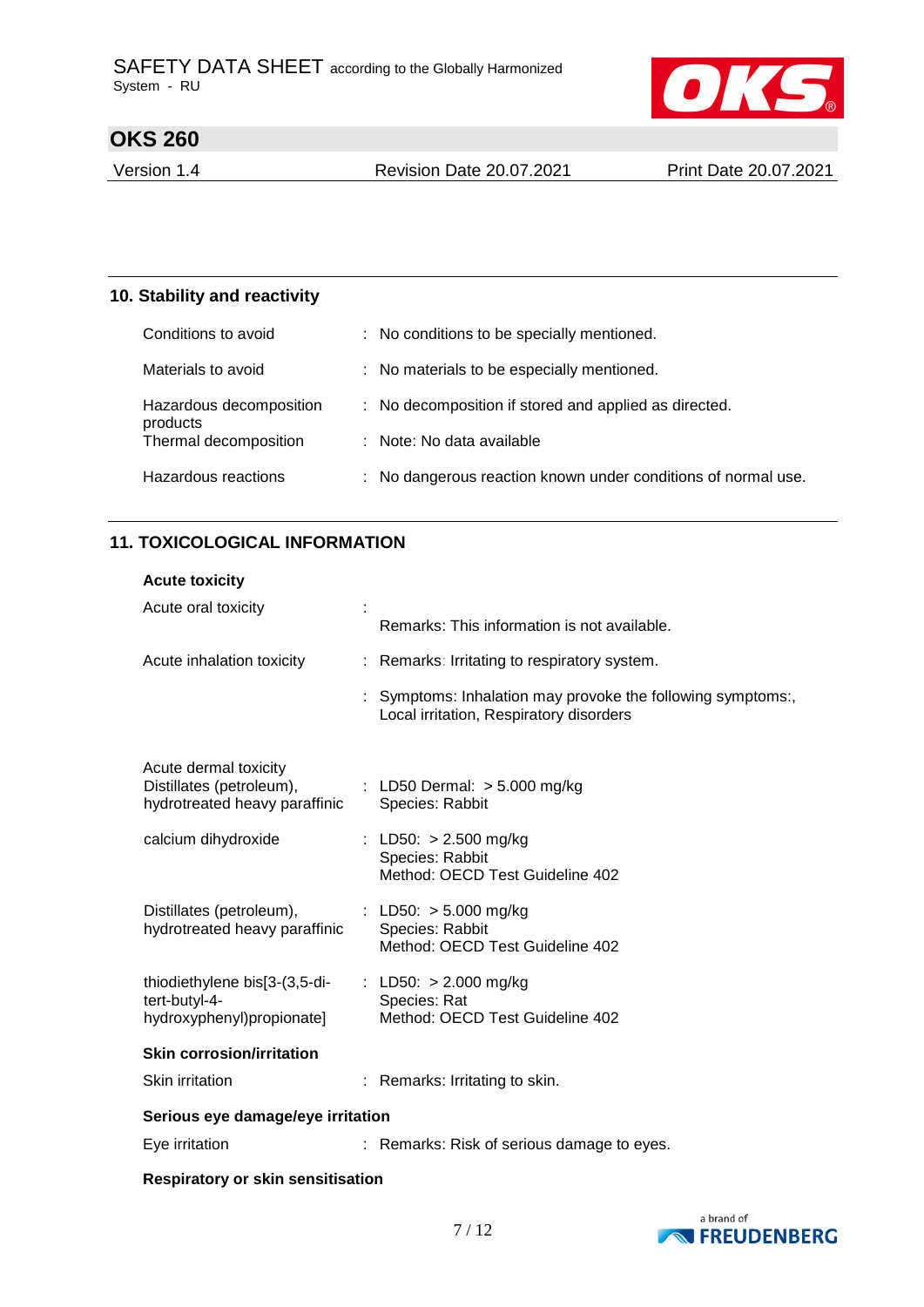## 10. Stability and reactivity

| | |
|---|---|
| Conditions to avoid | : No conditions to be specially mentioned. |
| Materials to avoid | : No materials to be especially mentioned. |
| Hazardous decomposition products | : No decomposition if stored and applied as directed. |
| Thermal decomposition | : Note: No data available |
| Hazardous reactions | : No dangerous reaction known under conditions of normal use. |

## 11. TOXICOLOGICAL INFORMATION

**Acute toxicity**

| | |
|---|---|
| Acute oral toxicity | : Remarks: This information is not available. |
| Acute inhalation toxicity | : Remarks: Irritating to respiratory system. |
| | : Symptoms: Inhalation may provoke the following symptoms:, Local irritation, Respiratory disorders |
| Acute dermal toxicity Distillates (petroleum), hydrotreated heavy paraffinic | : LD50 Dermal: > 5.000 mg/kg Species: Rabbit |
| calcium dihydroxide | : LD50: > 2.500 mg/kg Species: Rabbit Method: OECD Test Guideline 402 |
| Distillates (petroleum), hydrotreated heavy paraffinic | : LD50: > 5.000 mg/kg Species: Rabbit Method: OECD Test Guideline 402 |
| thiodiethylene bis[3-(3,5-di-tert-butyl-4-hydroxyphenyl)propionate] | : LD50: > 2.000 mg/kg Species: Rat Method: OECD Test Guideline 402 |

**Skin corrosion/irritation**

| | |
|---|---|
| Skin irritation | : Remarks: Irritating to skin. |

**Serious eye damage/eye irritation**

| | |
|---|---|
| Eye irritation | : Remarks: Risk of serious damage to eyes. |

**Respiratory or skin sensitisation**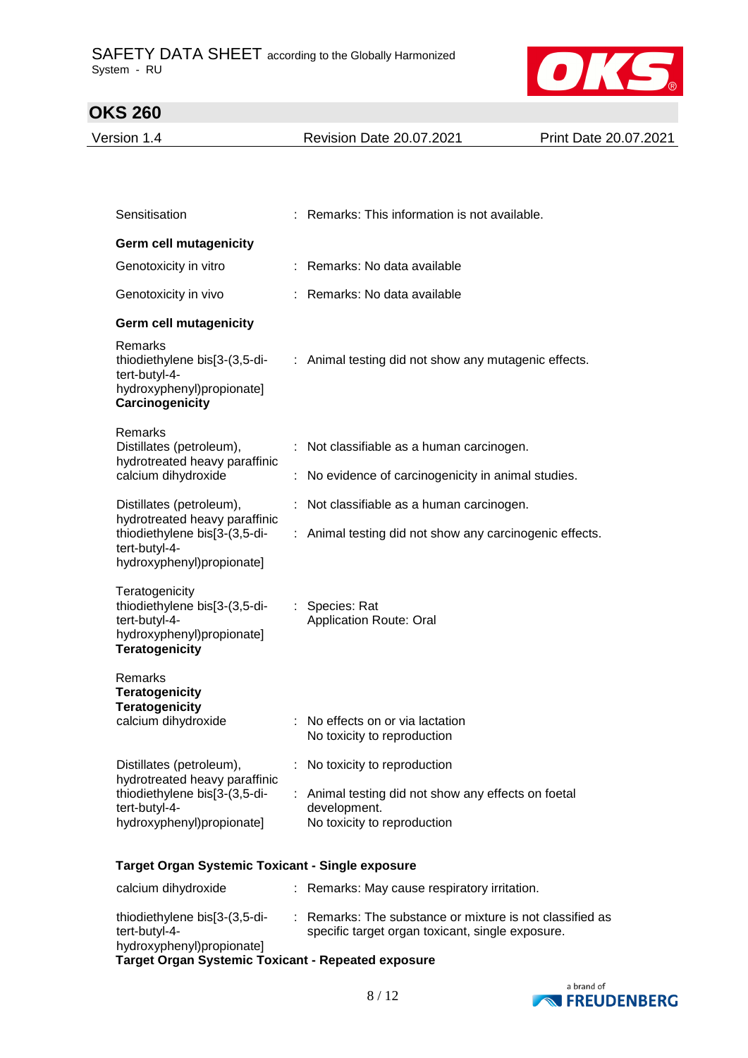Sensitisation : Remarks: This information is not available.

**Germ cell mutagenicity**

Genotoxicity in vitro : Remarks: No data available

Genotoxicity in vivo : Remarks: No data available

**Germ cell mutagenicity**

Remarks
thiodiethylene bis[3-(3,5-di-tert-butyl-4-hydroxyphenyl)propionate] : Animal testing did not show any mutagenic effects.

**Carcinogenicity**

Remarks
Distillates (petroleum), hydrotreated heavy paraffinic : Not classifiable as a human carcinogen.
calcium dihydroxide : No evidence of carcinogenicity in animal studies.

Distillates (petroleum), hydrotreated heavy paraffinic : Not classifiable as a human carcinogen.
thiodiethylene bis[3-(3,5-di-tert-butyl-4-hydroxyphenyl)propionate] : Animal testing did not show any carcinogenic effects.

Teratogenicity
thiodiethylene bis[3-(3,5-di-tert-butyl-4-hydroxyphenyl)propionate] : Species: Rat
Application Route: Oral

**Teratogenicity**

Remarks

**Teratogenicity**

**Teratogenicity**

calcium dihydroxide : No effects on or via lactation
No toxicity to reproduction

Distillates (petroleum), hydrotreated heavy paraffinic : No toxicity to reproduction
thiodiethylene bis[3-(3,5-di-tert-butyl-4-hydroxyphenyl)propionate] : Animal testing did not show any effects on foetal development.
No toxicity to reproduction

**Target Organ Systemic Toxicant - Single exposure**

calcium dihydroxide : Remarks: May cause respiratory irritation.

thiodiethylene bis[3-(3,5-di-tert-butyl-4-hydroxyphenyl)propionate] : Remarks: The substance or mixture is not classified as specific target organ toxicant, single exposure.

**Target Organ Systemic Toxicant - Repeated exposure**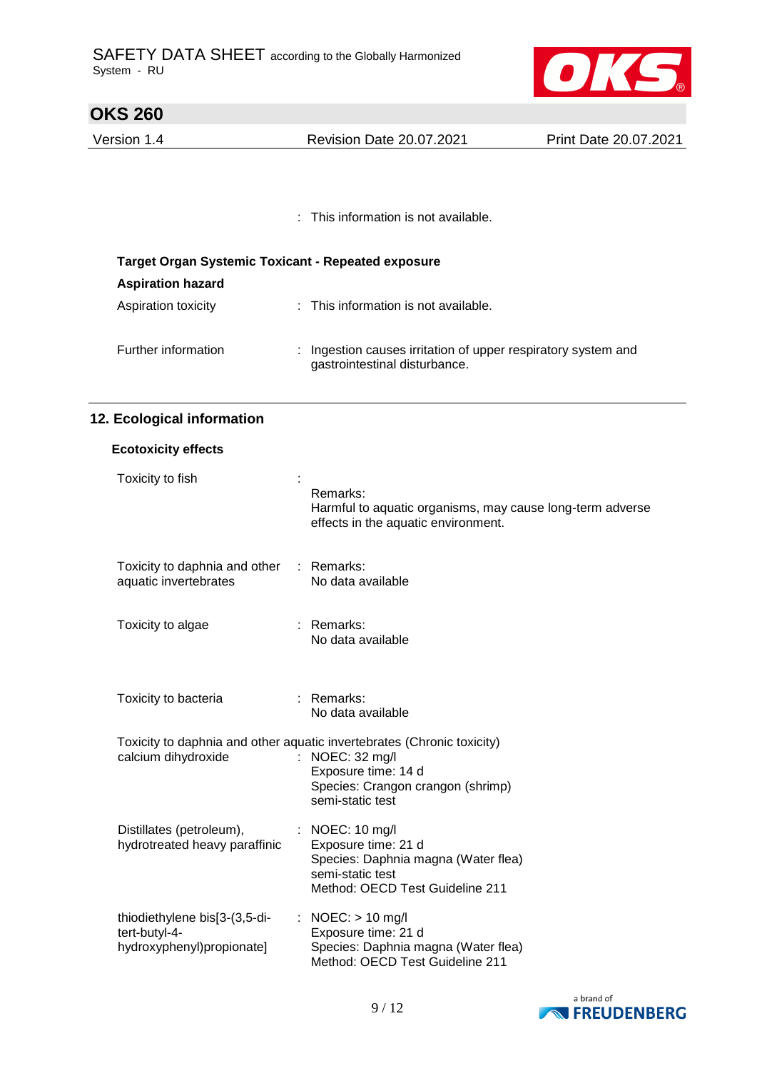: This information is not available.

**Target Organ Systemic Toxicant - Repeated exposure**

**Aspiration hazard**

Aspiration toxicity : This information is not available.

Further information : Ingestion causes irritation of upper respiratory system and gastrointestinal disturbance.

## 12. Ecological information

### Ecotoxicity effects

Toxicity to fish :
Remarks:
Harmful to aquatic organisms, may cause long-term adverse effects in the aquatic environment.

Toxicity to daphnia and other aquatic invertebrates : Remarks:
No data available

Toxicity to algae : Remarks:
No data available

Toxicity to bacteria : Remarks:
No data available

Toxicity to daphnia and other aquatic invertebrates (Chronic toxicity)

calcium dihydroxide : NOEC: 32 mg/l
Exposure time: 14 d
Species: Crangon crangon (shrimp)
semi-static test

Distillates (petroleum), hydrotreated heavy paraffinic : NOEC: 10 mg/l
Exposure time: 21 d
Species: Daphnia magna (Water flea)
semi-static test
Method: OECD Test Guideline 211

thiodiethylene bis[3-(3,5-di-tert-butyl-4-hydroxyphenyl)propionate] : NOEC: > 10 mg/l
Exposure time: 21 d
Species: Daphnia magna (Water flea)
Method: OECD Test Guideline 211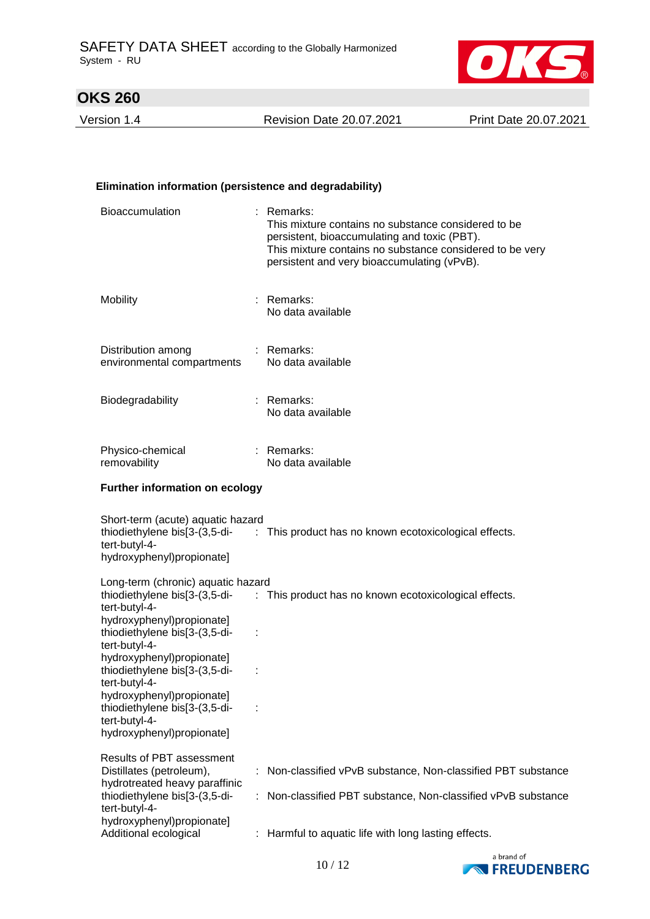**Elimination information (persistence and degradability)**

| | |
|---|---|
| Bioaccumulation | : Remarks:<br>This mixture contains no substance considered to be persistent, bioaccumulating and toxic (PBT).<br>This mixture contains no substance considered to be very persistent and very bioaccumulating (vPvB). |
| Mobility | : Remarks:<br>No data available |
| Distribution among environmental compartments | : Remarks:<br>No data available |
| Biodegradability | : Remarks:<br>No data available |
| Physico-chemical removability | : Remarks:<br>No data available |

**Further information on ecology**

Short-term (acute) aquatic hazard

| | |
|---|---|
| thiodiethylene bis[3-(3,5-di-tert-butyl-4-hydroxyphenyl)propionate] | : This product has no known ecotoxicological effects. |

Long-term (chronic) aquatic hazard

| | |
|---|---|
| thiodiethylene bis[3-(3,5-di-tert-butyl-4-hydroxyphenyl)propionate] | : This product has no known ecotoxicological effects. |
| thiodiethylene bis[3-(3,5-di-tert-butyl-4-hydroxyphenyl)propionate] | : |
| thiodiethylene bis[3-(3,5-di-tert-butyl-4-hydroxyphenyl)propionate] | : |
| thiodiethylene bis[3-(3,5-di-tert-butyl-4-hydroxyphenyl)propionate] | : |

Results of PBT assessment

| | |
|---|---|
| Distillates (petroleum), hydrotreated heavy paraffinic | : Non-classified vPvB substance, Non-classified PBT substance |
| thiodiethylene bis[3-(3,5-di-tert-butyl-4-hydroxyphenyl)propionate] | : Non-classified PBT substance, Non-classified vPvB substance |
| Additional ecological | : Harmful to aquatic life with long lasting effects. |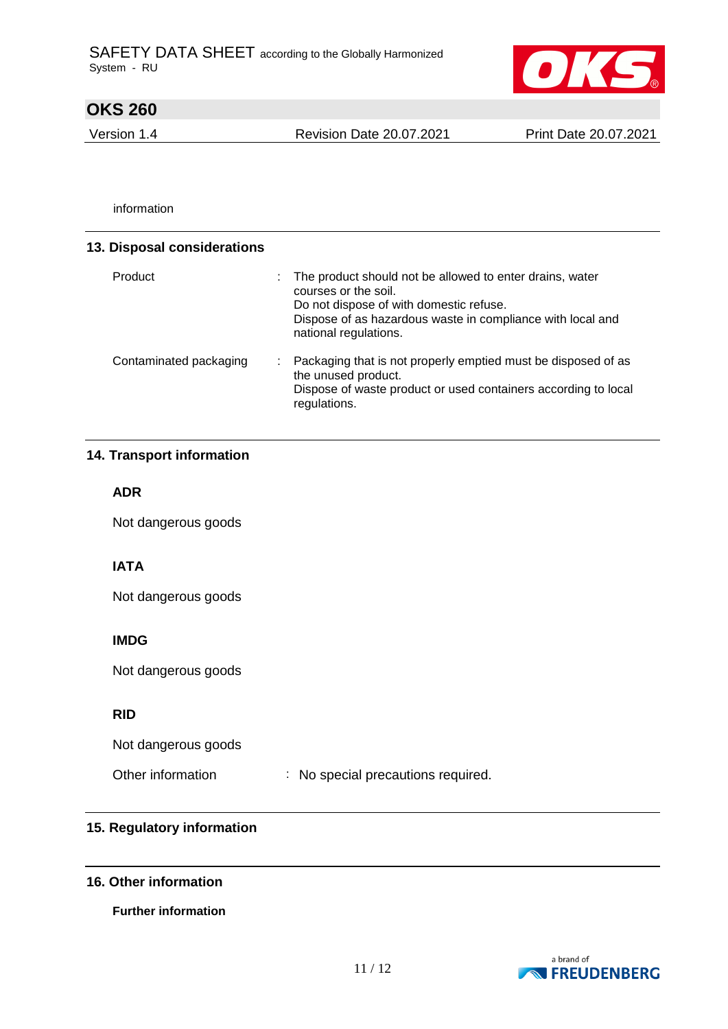information

## 13. Disposal considerations

| | | |
|---|---|---|
| Product | : | The product should not be allowed to enter drains, water courses or the soil.<br>Do not dispose of with domestic refuse.<br>Dispose of as hazardous waste in compliance with local and national regulations. |
| Contaminated packaging | : | Packaging that is not properly emptied must be disposed of as the unused product.<br>Dispose of waste product or used containers according to local regulations. |

## 14. Transport information

**ADR**

Not dangerous goods

**IATA**

Not dangerous goods

**IMDG**

Not dangerous goods

**RID**

Not dangerous goods

Other information : No special precautions required.

## 15. Regulatory information

## 16. Other information

**Further information**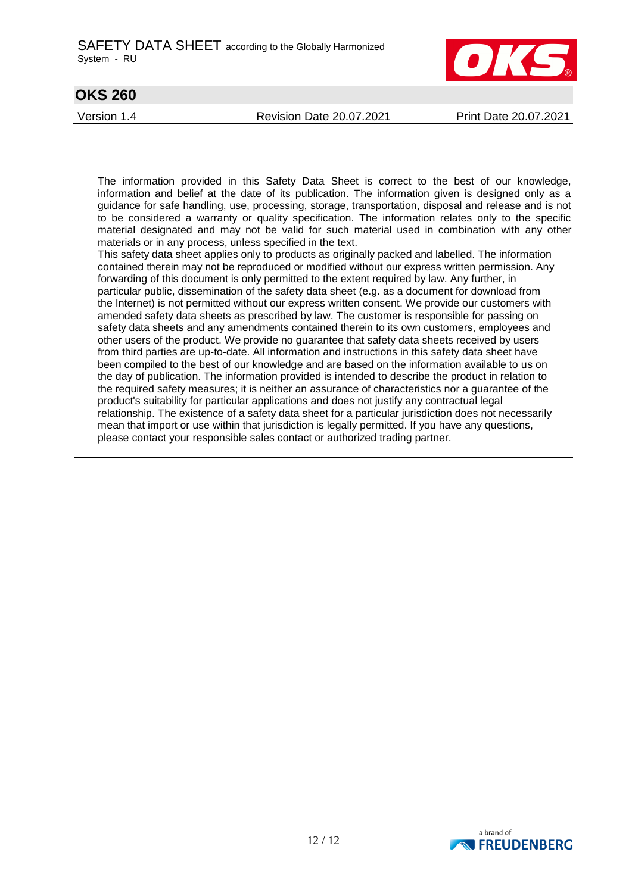The information provided in this Safety Data Sheet is correct to the best of our knowledge, information and belief at the date of its publication. The information given is designed only as a guidance for safe handling, use, processing, storage, transportation, disposal and release and is not to be considered a warranty or quality specification. The information relates only to the specific material designated and may not be valid for such material used in combination with any other materials or in any process, unless specified in the text.

This safety data sheet applies only to products as originally packed and labelled. The information contained therein may not be reproduced or modified without our express written permission. Any forwarding of this document is only permitted to the extent required by law. Any further, in particular public, dissemination of the safety data sheet (e.g. as a document for download from the Internet) is not permitted without our express written consent. We provide our customers with amended safety data sheets as prescribed by law. The customer is responsible for passing on safety data sheets and any amendments contained therein to its own customers, employees and other users of the product. We provide no guarantee that safety data sheets received by users from third parties are up-to-date. All information and instructions in this safety data sheet have been compiled to the best of our knowledge and are based on the information available to us on the day of publication. The information provided is intended to describe the product in relation to the required safety measures; it is neither an assurance of characteristics nor a guarantee of the product's suitability for particular applications and does not justify any contractual legal relationship. The existence of a safety data sheet for a particular jurisdiction does not necessarily mean that import or use within that jurisdiction is legally permitted. If you have any questions, please contact your responsible sales contact or authorized trading partner.